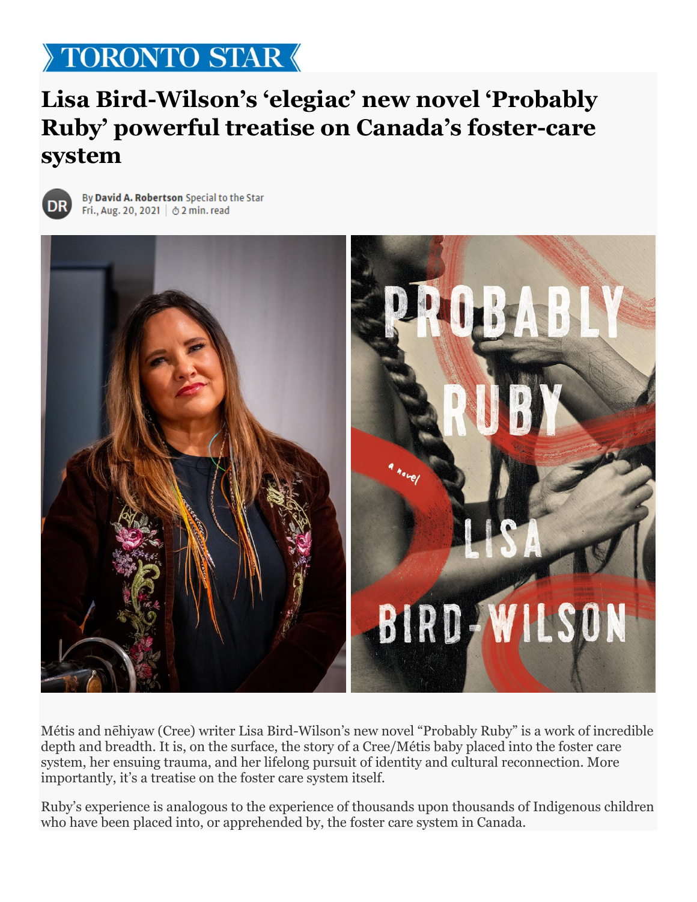TORONTO STAR

# Lisa Bird-Wilson's 'elegiac' new novel 'Probably Ruby' powerful treatise on Canada's foster-care system

By **David A. Robertson** Special to the Star
Fri., Aug. 20, 2021 | 2 min. read

Métis and nēhiyaw (Cree) writer Lisa Bird-Wilson's new novel "Probably Ruby" is a work of incredible depth and breadth. It is, on the surface, the story of a Cree/Métis baby placed into the foster care system, her ensuing trauma, and her lifelong pursuit of identity and cultural reconnection. More importantly, it's a treatise on the foster care system itself.

Ruby's experience is analogous to the experience of thousands upon thousands of Indigenous children who have been placed into, or apprehended by, the foster care system in Canada.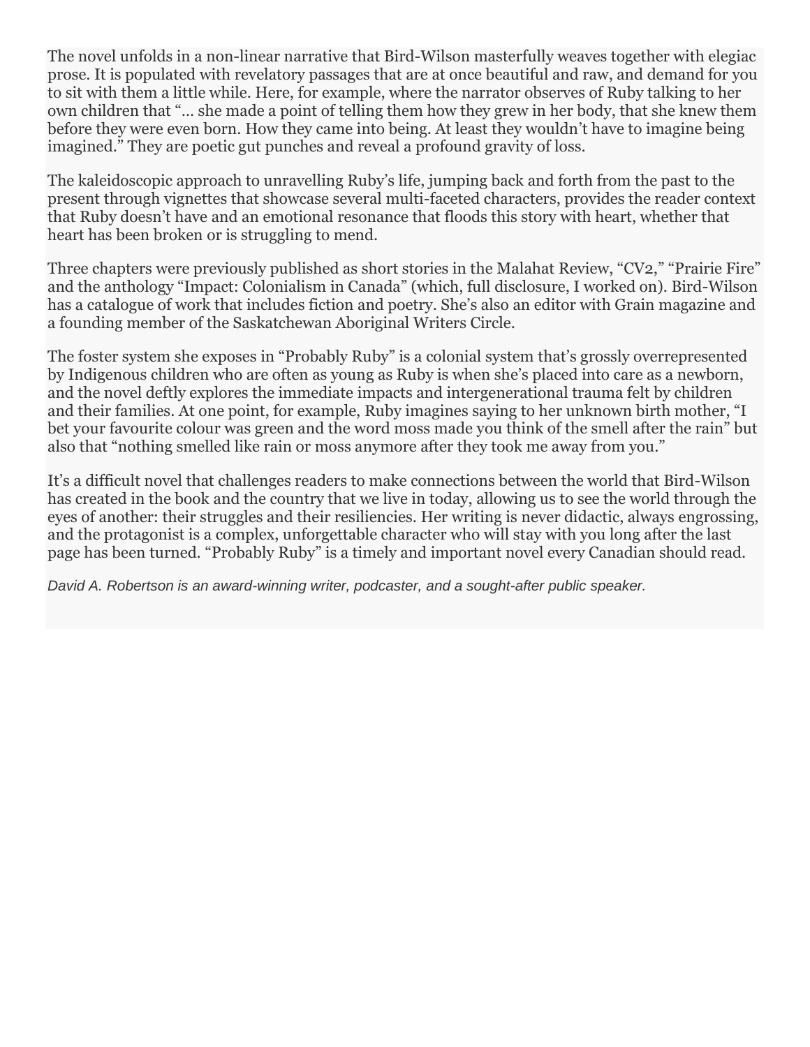The novel unfolds in a non-linear narrative that Bird-Wilson masterfully weaves together with elegiac prose. It is populated with revelatory passages that are at once beautiful and raw, and demand for you to sit with them a little while. Here, for example, where the narrator observes of Ruby talking to her own children that "... she made a point of telling them how they grew in her body, that she knew them before they were even born. How they came into being. At least they wouldn't have to imagine being imagined." They are poetic gut punches and reveal a profound gravity of loss.

The kaleidoscopic approach to unravelling Ruby's life, jumping back and forth from the past to the present through vignettes that showcase several multi-faceted characters, provides the reader context that Ruby doesn't have and an emotional resonance that floods this story with heart, whether that heart has been broken or is struggling to mend.

Three chapters were previously published as short stories in the Malahat Review, "CV2," "Prairie Fire" and the anthology "Impact: Colonialism in Canada" (which, full disclosure, I worked on). Bird-Wilson has a catalogue of work that includes fiction and poetry. She's also an editor with Grain magazine and a founding member of the Saskatchewan Aboriginal Writers Circle.

The foster system she exposes in "Probably Ruby" is a colonial system that's grossly overrepresented by Indigenous children who are often as young as Ruby is when she's placed into care as a newborn, and the novel deftly explores the immediate impacts and intergenerational trauma felt by children and their families. At one point, for example, Ruby imagines saying to her unknown birth mother, "I bet your favourite colour was green and the word moss made you think of the smell after the rain" but also that "nothing smelled like rain or moss anymore after they took me away from you."

It's a difficult novel that challenges readers to make connections between the world that Bird-Wilson has created in the book and the country that we live in today, allowing us to see the world through the eyes of another: their struggles and their resiliencies. Her writing is never didactic, always engrossing, and the protagonist is a complex, unforgettable character who will stay with you long after the last page has been turned. "Probably Ruby" is a timely and important novel every Canadian should read.

*David A. Robertson is an award-winning writer, podcaster, and a sought-after public speaker.*